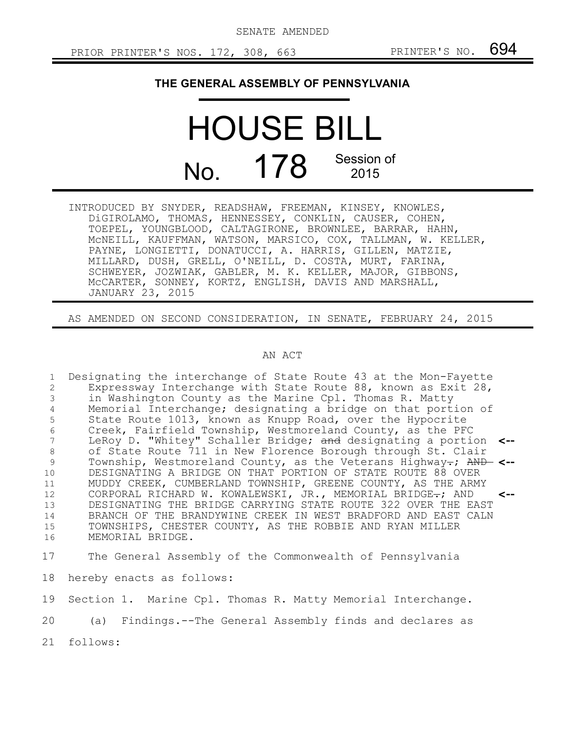SENATE AMENDED

PRIOR PRINTER'S NOS. 172, 308, 663 PRINTER'S NO. 694

# THE GENERAL ASSEMBLY OF PENNSYLVANIA

# HOUSE BILL

# No. 178 Session of 2015

INTRODUCED BY SNYDER, READSHAW, FREEMAN, KINSEY, KNOWLES, DiGIROLAMO, THOMAS, HENNESSEY, CONKLIN, CAUSER, COHEN, TOEPEL, YOUNGBLOOD, CALTAGIRONE, BROWNLEE, BARRAR, HAHN, McNEILL, KAUFFMAN, WATSON, MARSICO, COX, TALLMAN, W. KELLER, PAYNE, LONGIETTI, DONATUCCI, A. HARRIS, GILLEN, MATZIE, MILLARD, DUSH, GRELL, O'NEILL, D. COSTA, MURT, FARINA, SCHWEYER, JOZWIAK, GABLER, M. K. KELLER, MAJOR, GIBBONS, McCARTER, SONNEY, KORTZ, ENGLISH, DAVIS AND MARSHALL, JANUARY 23, 2015

AS AMENDED ON SECOND CONSIDERATION, IN SENATE, FEBRUARY 24, 2015

## AN ACT

Designating the interchange of State Route 43 at the Mon-Fayette Expressway Interchange with State Route 88, known as Exit 28, in Washington County as the Marine Cpl. Thomas R. Matty Memorial Interchange; designating a bridge on that portion of State Route 1013, known as Knupp Road, over the Hypocrite Creek, Fairfield Township, Westmoreland County, as the PFC LeRoy D. "Whitey" Schaller Bridge; ~~and~~ designating a portion of State Route 711 in New Florence Borough through St. Clair Township, Westmoreland County, as the Veterans Highway~~.~~; ~~AND~~ DESIGNATING A BRIDGE ON THAT PORTION OF STATE ROUTE 88 OVER MUDDY CREEK, CUMBERLAND TOWNSHIP, GREENE COUNTY, AS THE ARMY CORPORAL RICHARD W. KOWALEWSKI, JR., MEMORIAL BRIDGE~~.~~; AND DESIGNATING THE BRIDGE CARRYING STATE ROUTE 322 OVER THE EAST BRANCH OF THE BRANDYWINE CREEK IN WEST BRADFORD AND EAST CALN TOWNSHIPS, CHESTER COUNTY, AS THE ROBBIE AND RYAN MILLER MEMORIAL BRIDGE.

The General Assembly of the Commonwealth of Pennsylvania hereby enacts as follows:

Section 1. Marine Cpl. Thomas R. Matty Memorial Interchange.

(a) Findings.--The General Assembly finds and declares as follows: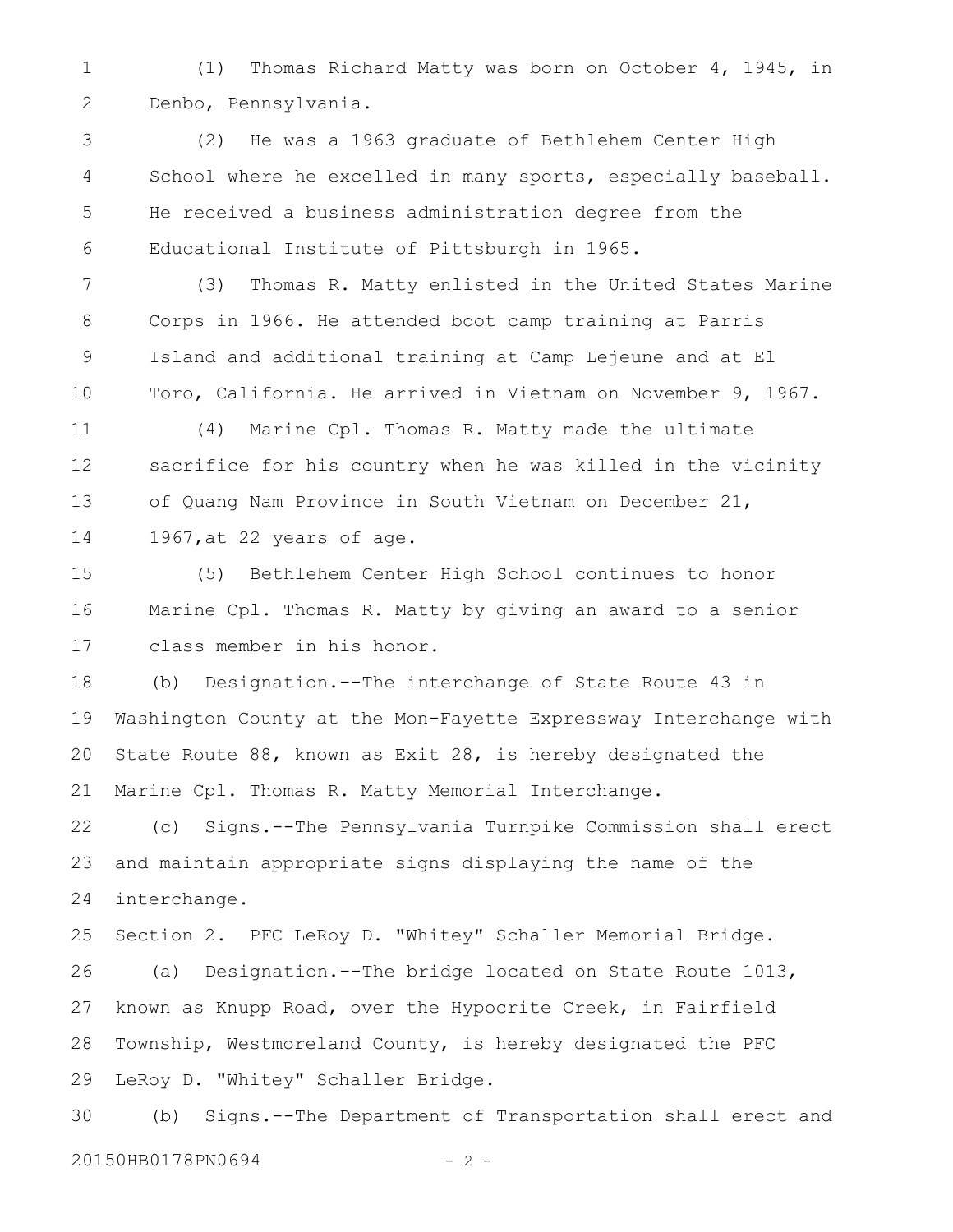(1) Thomas Richard Matty was born on October 4, 1945, in Denbo, Pennsylvania.

(2) He was a 1963 graduate of Bethlehem Center High School where he excelled in many sports, especially baseball. He received a business administration degree from the Educational Institute of Pittsburgh in 1965.

(3) Thomas R. Matty enlisted in the United States Marine Corps in 1966. He attended boot camp training at Parris Island and additional training at Camp Lejeune and at El Toro, California. He arrived in Vietnam on November 9, 1967.

(4) Marine Cpl. Thomas R. Matty made the ultimate sacrifice for his country when he was killed in the vicinity of Quang Nam Province in South Vietnam on December 21, 1967,at 22 years of age.

(5) Bethlehem Center High School continues to honor Marine Cpl. Thomas R. Matty by giving an award to a senior class member in his honor.

(b) Designation.--The interchange of State Route 43 in Washington County at the Mon-Fayette Expressway Interchange with State Route 88, known as Exit 28, is hereby designated the Marine Cpl. Thomas R. Matty Memorial Interchange.

(c) Signs.--The Pennsylvania Turnpike Commission shall erect and maintain appropriate signs displaying the name of the interchange.

Section 2. PFC LeRoy D. "Whitey" Schaller Memorial Bridge.

(a) Designation.--The bridge located on State Route 1013, known as Knupp Road, over the Hypocrite Creek, in Fairfield Township, Westmoreland County, is hereby designated the PFC LeRoy D. "Whitey" Schaller Bridge.

(b) Signs.--The Department of Transportation shall erect and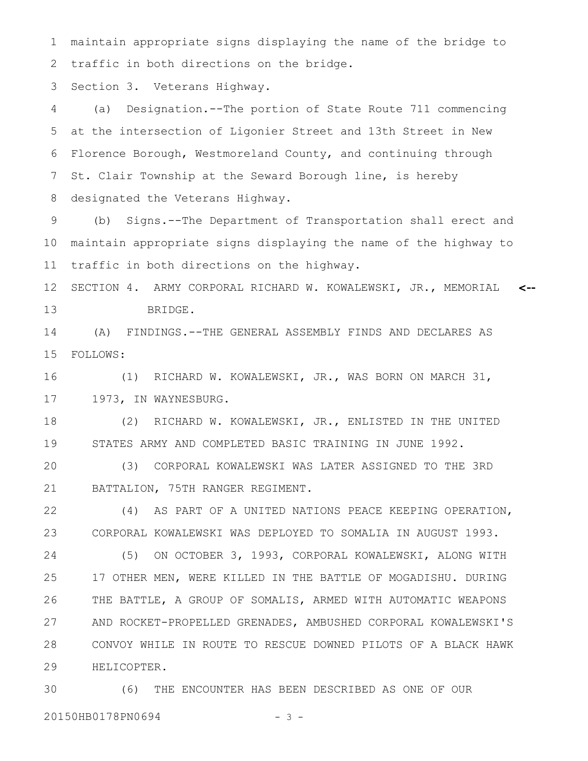maintain appropriate signs displaying the name of the bridge to traffic in both directions on the bridge.

Section 3. Veterans Highway.

(a) Designation.--The portion of State Route 711 commencing at the intersection of Ligonier Street and 13th Street in New Florence Borough, Westmoreland County, and continuing through St. Clair Township at the Seward Borough line, is hereby designated the Veterans Highway.

(b) Signs.--The Department of Transportation shall erect and maintain appropriate signs displaying the name of the highway to traffic in both directions on the highway.

SECTION 4. ARMY CORPORAL RICHARD W. KOWALEWSKI, JR., MEMORIAL BRIDGE.

(A) FINDINGS.--THE GENERAL ASSEMBLY FINDS AND DECLARES AS FOLLOWS:

(1) RICHARD W. KOWALEWSKI, JR., WAS BORN ON MARCH 31, 1973, IN WAYNESBURG.

(2) RICHARD W. KOWALEWSKI, JR., ENLISTED IN THE UNITED STATES ARMY AND COMPLETED BASIC TRAINING IN JUNE 1992.

(3) CORPORAL KOWALEWSKI WAS LATER ASSIGNED TO THE 3RD BATTALION, 75TH RANGER REGIMENT.

(4) AS PART OF A UNITED NATIONS PEACE KEEPING OPERATION, CORPORAL KOWALEWSKI WAS DEPLOYED TO SOMALIA IN AUGUST 1993.

(5) ON OCTOBER 3, 1993, CORPORAL KOWALEWSKI, ALONG WITH 17 OTHER MEN, WERE KILLED IN THE BATTLE OF MOGADISHU. DURING THE BATTLE, A GROUP OF SOMALIS, ARMED WITH AUTOMATIC WEAPONS AND ROCKET-PROPELLED GRENADES, AMBUSHED CORPORAL KOWALEWSKI'S CONVOY WHILE IN ROUTE TO RESCUE DOWNED PILOTS OF A BLACK HAWK HELICOPTER.

(6) THE ENCOUNTER HAS BEEN DESCRIBED AS ONE OF OUR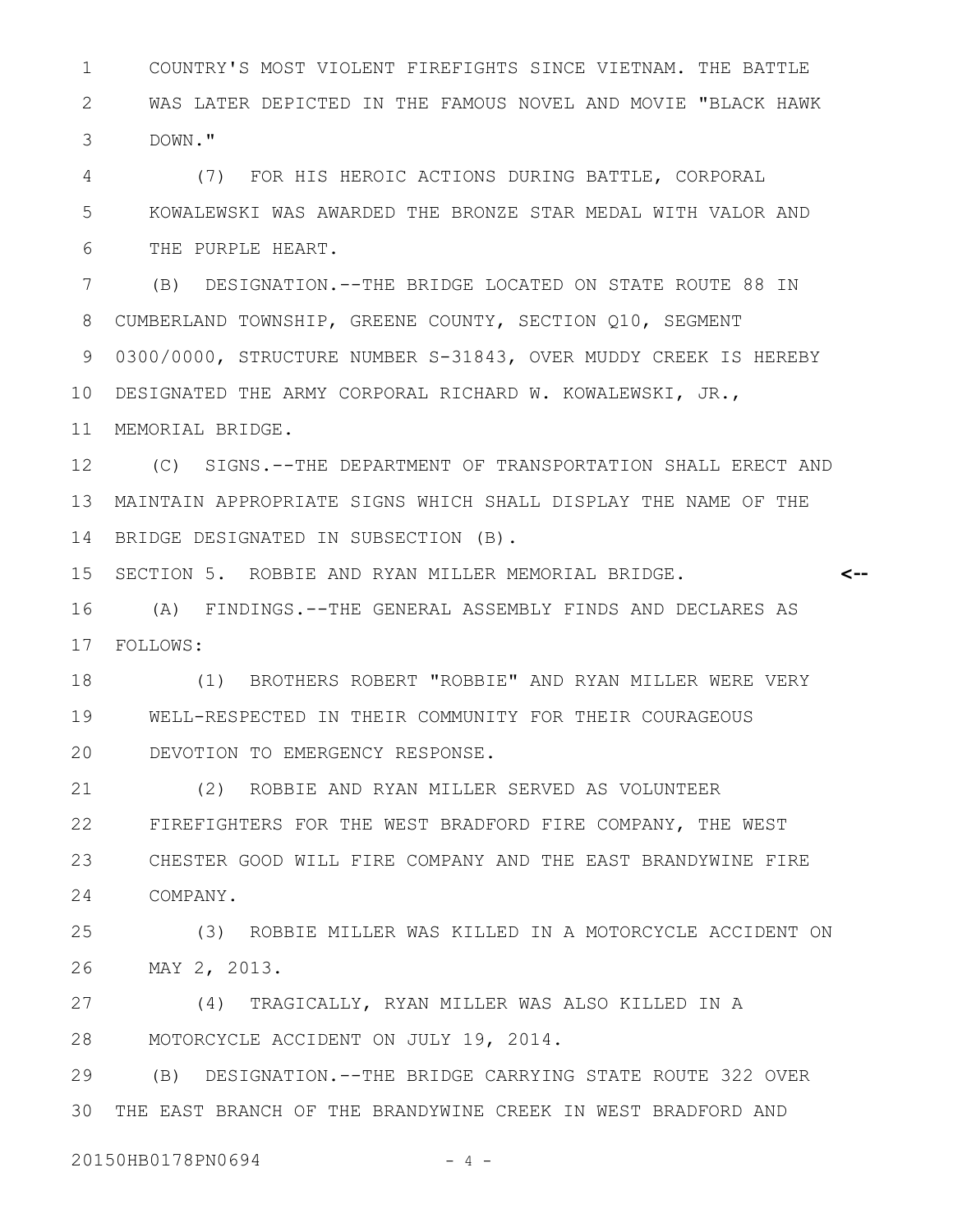COUNTRY'S MOST VIOLENT FIREFIGHTS SINCE VIETNAM. THE BATTLE WAS LATER DEPICTED IN THE FAMOUS NOVEL AND MOVIE "BLACK HAWK DOWN."

(7) FOR HIS HEROIC ACTIONS DURING BATTLE, CORPORAL KOWALEWSKI WAS AWARDED THE BRONZE STAR MEDAL WITH VALOR AND THE PURPLE HEART.

(B) DESIGNATION.--THE BRIDGE LOCATED ON STATE ROUTE 88 IN CUMBERLAND TOWNSHIP, GREENE COUNTY, SECTION Q10, SEGMENT 0300/0000, STRUCTURE NUMBER S-31843, OVER MUDDY CREEK IS HEREBY DESIGNATED THE ARMY CORPORAL RICHARD W. KOWALEWSKI, JR., MEMORIAL BRIDGE.

(C) SIGNS.--THE DEPARTMENT OF TRANSPORTATION SHALL ERECT AND MAINTAIN APPROPRIATE SIGNS WHICH SHALL DISPLAY THE NAME OF THE BRIDGE DESIGNATED IN SUBSECTION (B).

SECTION 5. ROBBIE AND RYAN MILLER MEMORIAL BRIDGE. <--

(A) FINDINGS.--THE GENERAL ASSEMBLY FINDS AND DECLARES AS FOLLOWS:

(1) BROTHERS ROBERT "ROBBIE" AND RYAN MILLER WERE VERY WELL-RESPECTED IN THEIR COMMUNITY FOR THEIR COURAGEOUS DEVOTION TO EMERGENCY RESPONSE.

(2) ROBBIE AND RYAN MILLER SERVED AS VOLUNTEER FIREFIGHTERS FOR THE WEST BRADFORD FIRE COMPANY, THE WEST CHESTER GOOD WILL FIRE COMPANY AND THE EAST BRANDYWINE FIRE COMPANY.

(3) ROBBIE MILLER WAS KILLED IN A MOTORCYCLE ACCIDENT ON MAY 2, 2013.

(4) TRAGICALLY, RYAN MILLER WAS ALSO KILLED IN A MOTORCYCLE ACCIDENT ON JULY 19, 2014.

(B) DESIGNATION.--THE BRIDGE CARRYING STATE ROUTE 322 OVER THE EAST BRANCH OF THE BRANDYWINE CREEK IN WEST BRADFORD AND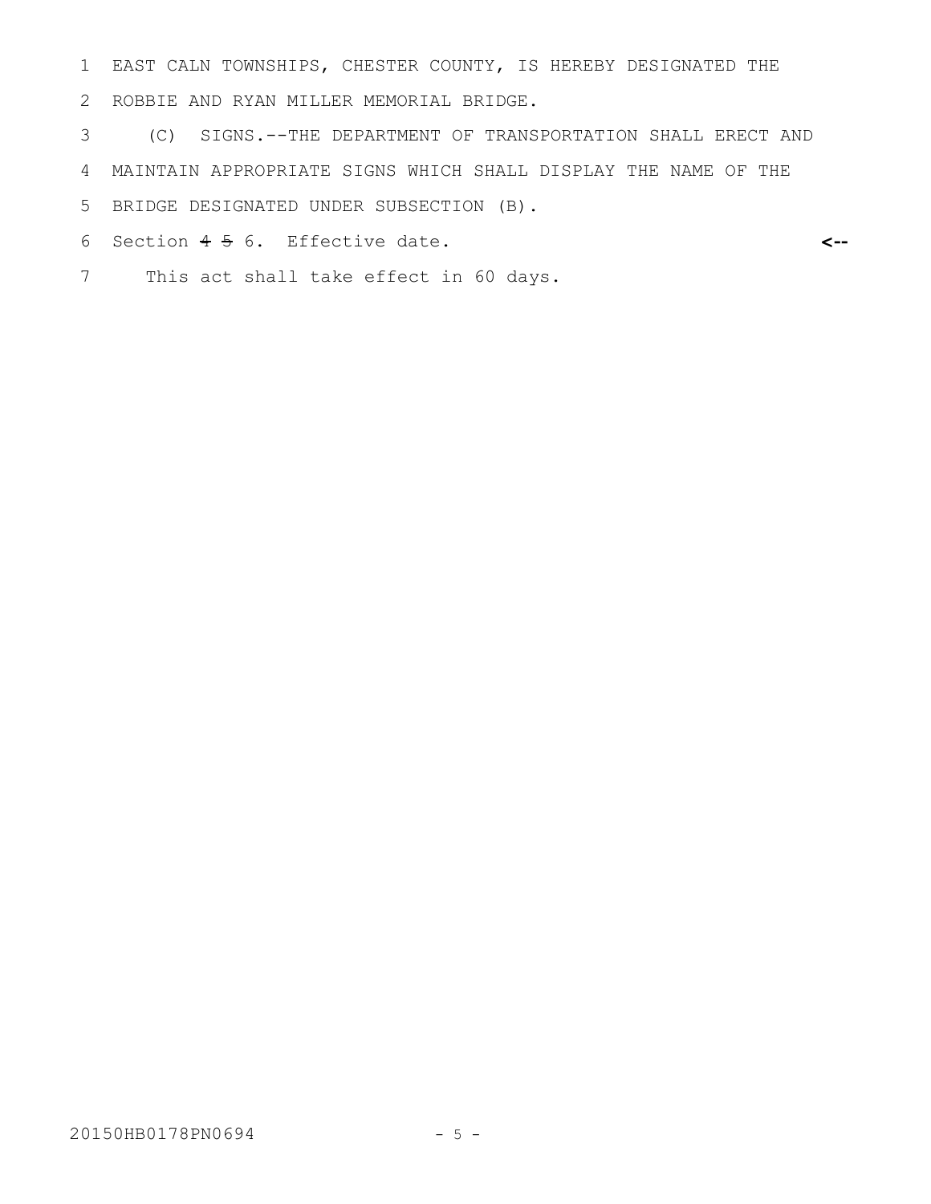EAST CALN TOWNSHIPS, CHESTER COUNTY, IS HEREBY DESIGNATED THE ROBBIE AND RYAN MILLER MEMORIAL BRIDGE.

(C) SIGNS.--THE DEPARTMENT OF TRANSPORTATION SHALL ERECT AND MAINTAIN APPROPRIATE SIGNS WHICH SHALL DISPLAY THE NAME OF THE BRIDGE DESIGNATED UNDER SUBSECTION (B).

Section ~~4~~ ~~5~~ 6. Effective date. **<--**

This act shall take effect in 60 days.